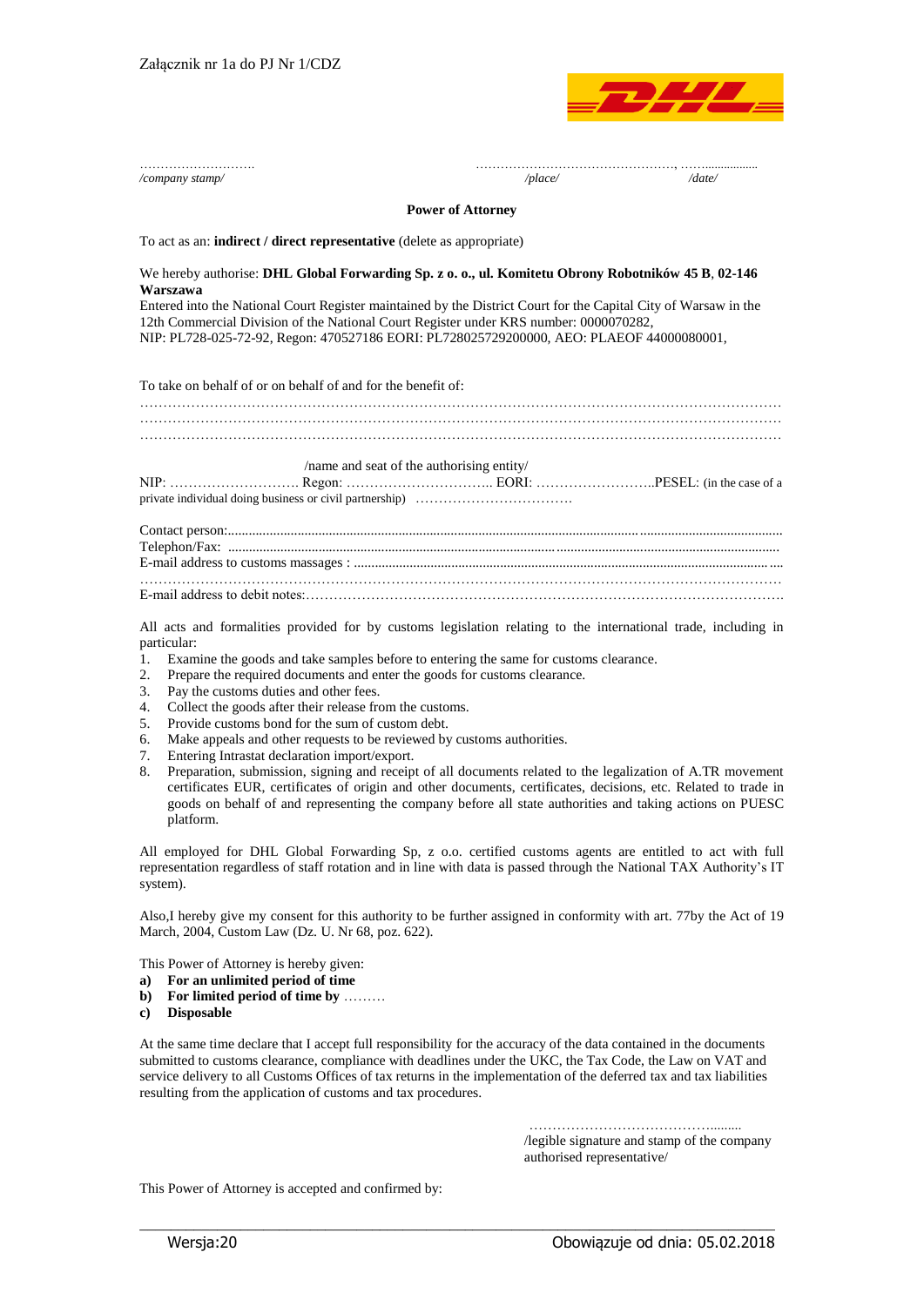Załącznik nr 1a do PJ Nr 1/CDZ

……………………… /company stamp/

……………………………………….., ……................ /place/ /date/

**Power of Attorney**

To act as an: **indirect / direct representative** (delete as appropriate)

We hereby authorise: **DHL Global Forwarding Sp. z o. o., ul. Komitetu Obrony Robotników 45 B**, **02-146 Warszawa**
Entered into the National Court Register maintained by the District Court for the Capital City of Warsaw in the 12th Commercial Division of the National Court Register under KRS number: 0000070282,
NIP: PL728-025-72-92, Regon: 470527186 EORI: PL728025729200000, AEO: PLAEOF 44000080001,

To take on behalf of or on behalf of and for the benefit of:

………………………………………………………………………………………………………………………
………………………………………………………………………………………………………………………
………………………………………………………………………………………………………………………

/name and seat of the authorising entity/

NIP: ………………………. Regon: ………………………….. EORI: ……………………..PESEL: (in the case of a private individual doing business or civil partnership) ……………………………

Contact person:.........................................................................................................................................................................
Telephon/Fax: ........................................................................................................................................................................
E-mail address to customs massages : ......................................................................................................................................
………………………………………………………………………………………………………………………
E-mail address to debit notes:……………………………………………………………………………………………….

All acts and formalities provided for by customs legislation relating to the international trade, including in particular:

1. Examine the goods and take samples before to entering the same for customs clearance.
2. Prepare the required documents and enter the goods for customs clearance.
3. Pay the customs duties and other fees.
4. Collect the goods after their release from the customs.
5. Provide customs bond for the sum of custom debt.
6. Make appeals and other requests to be reviewed by customs authorities.
7. Entering Intrastat declaration import/export.
8. Preparation, submission, signing and receipt of all documents related to the legalization of A.TR movement certificates EUR, certificates of origin and other documents, certificates, decisions, etc. Related to trade in goods on behalf of and representing the company before all state authorities and taking actions on PUESC platform.

All employed for DHL Global Forwarding Sp, z o.o. certified customs agents are entitled to act with full representation regardless of staff rotation and in line with data is passed through the National TAX Authority's IT system).

Also,I hereby give my consent for this authority to be further assigned in conformity with art. 77by the Act of 19 March, 2004, Custom Law (Dz. U. Nr 68, poz. 622).

This Power of Attorney is hereby given:

a) **For an unlimited period of time**
b) **For limited period of time by** ………
c) **Disposable**

At the same time declare that I accept full responsibility for the accuracy of the data contained in the documents submitted to customs clearance, compliance with deadlines under the UKC, the Tax Code, the Law on VAT and service delivery to all Customs Offices of tax returns in the implementation of the deferred tax and tax liabilities resulting from the application of customs and tax procedures.

…………………………………….........
/legible signature and stamp of the company authorised representative/

This Power of Attorney is accepted and confirmed by:

Wersja:20 Obowiązuje od dnia: 05.02.2018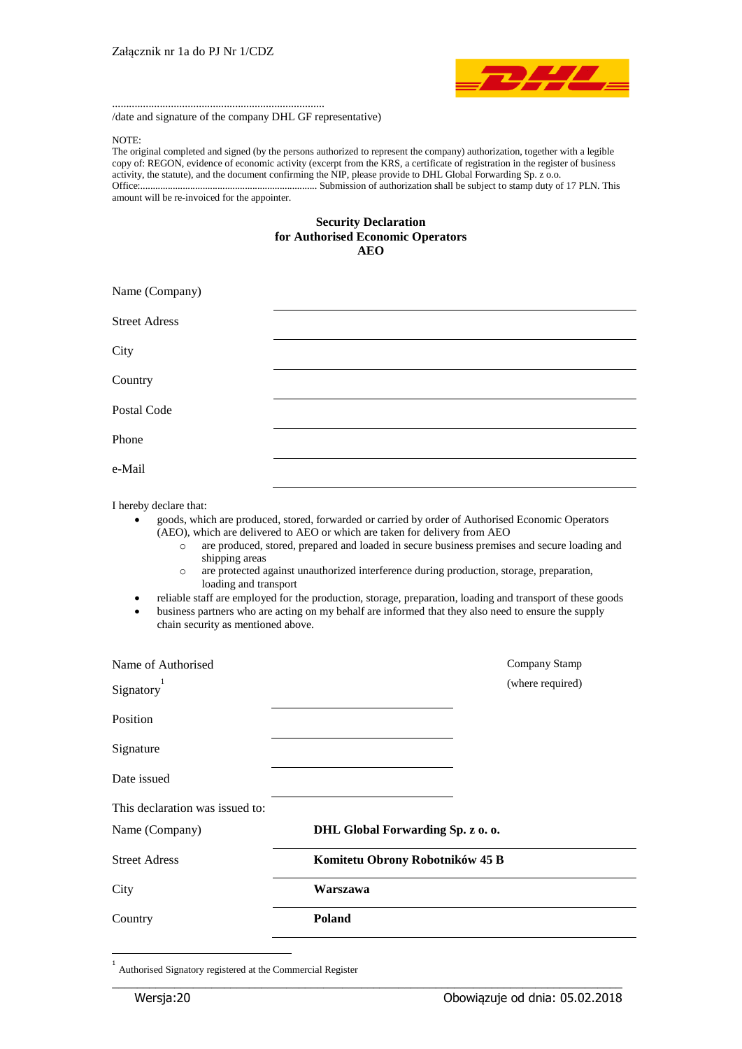Załącznik nr 1a do PJ Nr 1/CDZ

............................................................................

/date and signature of the company DHL GF representative)

NOTE:

The original completed and signed (by the persons authorized to represent the company) authorization, together with a legible copy of: REGON, evidence of economic activity (excerpt from the KRS, a certificate of registration in the register of business activity, the statute), and the document confirming the NIP, please provide to DHL Global Forwarding Sp. z o.o. Office:...................................................................... Submission of authorization shall be subject to stamp duty of 17 PLN. This amount will be re-invoiced for the appointer.

**Security Declaration**
**for Authorised Economic Operators**
**AEO**

| | |
|---|---|
| Name (Company) | |
| Street Adress | |
| City | |
| Country | |
| Postal Code | |
| Phone | |
| e-Mail | |

I hereby declare that:

- goods, which are produced, stored, forwarded or carried by order of Authorised Economic Operators (AEO), which are delivered to AEO or which are taken for delivery from AEO
  - are produced, stored, prepared and loaded in secure business premises and secure loading and shipping areas
  - are protected against unauthorized interference during production, storage, preparation, loading and transport
- reliable staff are employed for the production, storage, preparation, loading and transport of these goods
- business partners who are acting on my behalf are informed that they also need to ensure the supply chain security as mentioned above.

| | | |
|---|---|---|
| Name of Authorised Signatory[1] | | Company Stamp (where required) |
| Position | | |
| Signature | | |
| Date issued | | |

This declaration was issued to:

| | |
|---|---|
| Name (Company) | **DHL Global Forwarding Sp. z o. o.** |
| Street Adress | **Komitetu Obrony Robotników 45 B** |
| City | **Warszawa** |
| Country | **Poland** |

[1] Authorised Signatory registered at the Commercial Register

Wersja:20 Obowiązuje od dnia: 05.02.2018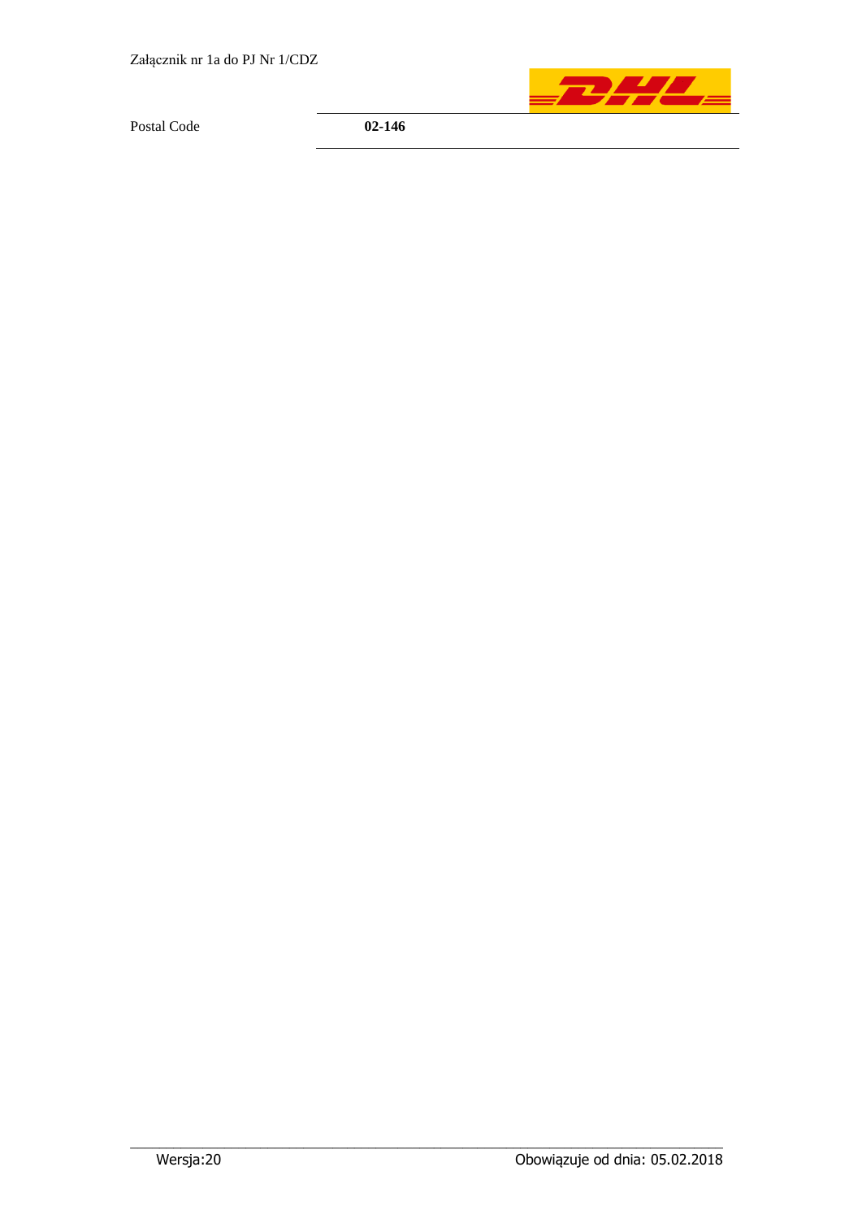| | |
|---|---|
| Postal Code | **02-146** |